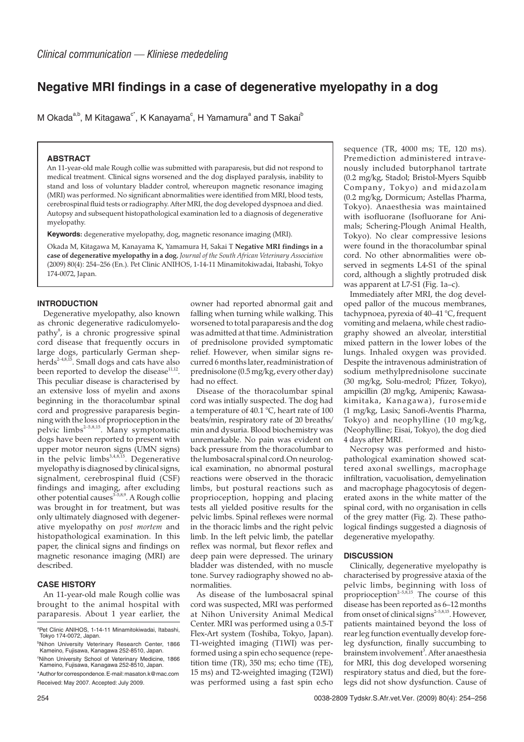*Clinical communication — Kliniese mededeling*

# Negative MRI findings in a case of degenerative myelopathy in a dog

M Okada[a,b], M Kitagawa[c*], K Kanayama[c], H Yamamura[a] and T Sakai[b]

### ABSTRACT

An 11-year-old male Rough collie was submitted with paraparesis, but did not respond to medical treatment. Clinical signs worsened and the dog displayed paralysis, inability to stand and loss of voluntary bladder control, whereupon magnetic resonance imaging (MRI) was performed. No significant abnormalities were identified from MRI, blood tests, cerebrospinal fluid tests or radiography. After MRI, the dog developed dyspnoea and died. Autopsy and subsequent histopathological examination led to a diagnosis of degenerative myelopathy.

**Keywords:** degenerative myelopathy, dog, magnetic resonance imaging (MRI).

Okada M, Kitagawa M, Kanayama K, Yamamura H, Sakai T **Negative MRI findings in a case of degenerative myelopathy in a dog.** *Journal of the South African Veterinary Association* (2009) 80(4): 254–256 (En.). Pet Clinic ANIHOS, 1-14-11 Minamitokiwadai, Itabashi, Tokyo 174-0072, Japan.

## INTRODUCTION

Degenerative myelopathy, also known as chronic degenerative radiculomyelopathy[8], is a chronic progressive spinal cord disease that frequently occurs in large dogs, particularly German shepherds[2–4,8,15]. Small dogs and cats have also been reported to develop the disease[11,12]. This peculiar disease is characterised by an extensive loss of myelin and axons beginning in the thoracolumbar spinal cord and progressive paraparesis beginning with the loss of proprioception in the pelvic limbs[2–5,8,15]. Many symptomatic dogs have been reported to present with upper motor neuron signs (UMN signs) in the pelvic limbs[3,4,8,15]. Degenerative myelopathy is diagnosed by clinical signs, signalment, cerebrospinal fluid (CSF) findings and imaging, after excluding other potential causes[3–5,8,9]. A Rough collie was brought in for treatment, but was only ultimately diagnosed with degenerative myelopathy on *post mortem* and histopathological examination. In this paper, the clinical signs and findings on magnetic resonance imaging (MRI) are described.

## CASE HISTORY

An 11-year-old male Rough collie was brought to the animal hospital with paraparesis. About 1 year earlier, the owner had reported abnormal gait and falling when turning while walking. This worsened to total paraparesis and the dog was admitted at that time. Administration of prednisolone provided symptomatic relief. However, when similar signs recurred 6 months later, readministration of prednisolone (0.5 mg/kg, every other day) had no effect.

Disease of the thoracolumbar spinal cord was intially suspected. The dog had a temperature of 40.1 °C, heart rate of 100 beats/min, respiratory rate of 20 breaths/min and dysuria. Blood biochemistry was unremarkable. No pain was evident on back pressure from the thoracolumbar to the lumbosacral spinal cord. On neurological examination, no abnormal postural reactions were observed in the thoracic limbs, but postural reactions such as proprioception, hopping and placing tests all yielded positive results for the pelvic limbs. Spinal reflexes were normal in the thoracic limbs and the right pelvic limb. In the left pelvic limb, the patellar reflex was normal, but flexor reflex and deep pain were depressed. The urinary bladder was distended, with no muscle tone. Survey radiography showed no abnormalities.

As disease of the lumbosacral spinal cord was suspected, MRI was performed at Nihon University Animal Medical Center. MRI was performed using a 0.5-T Flex-Art system (Toshiba, Tokyo, Japan). T1-weighted imaging (T1WI) was performed using a spin echo sequence (repetition time (TR), 350 ms; echo time (TE), 15 ms) and T2-weighted imaging (T2WI) was performed using a fast spin echo sequence (TR, 4000 ms; TE, 120 ms). Premediction administered intravenously included butorphanol tartrate (0.2 mg/kg, Stadol; Bristol-Myers Squibb Company, Tokyo) and midazolam (0.2 mg/kg, Dormicum; Astellas Pharma, Tokyo). Anaesthesia was maintained with isofluorane (Isofluorane for Animals; Schering-Plough Animal Health, Tokyo). No clear compressive lesions were found in the thoracolumbar spinal cord. No other abnormalities were observed in segments L4-S1 of the spinal cord, although a slightly protruded disk was apparent at L7-S1 (Fig. 1a–c).

Immediately after MRI, the dog developed pallor of the mucous membranes, tachypnoea, pyrexia of 40–41 °C, frequent vomiting and melaena, while chest radiography showed an alveolar, interstitial mixed pattern in the lower lobes of the lungs. Inhaled oxygen was provided. Despite the intravenous administration of sodium methylprednisolone succinate (30 mg/kg, Solu-medrol; Pfizer, Tokyo), ampicillin (20 mg/kg, Amipenix; Kawasakimitaka, Kanagawa), furosemide (1 mg/kg, Lasix; Sanofi-Aventis Pharma, Tokyo) and neophylline (10 mg/kg, (Neophylline; Eisai, Tokyo), the dog died 4 days after MRI.

Necropsy was performed and histopathological examination showed scattered axonal swellings, macrophage infiltration, vacuolisation, demyelination and macrophage phagocytosis of degenerated axons in the white matter of the spinal cord, with no organisation in cells of the grey matter (Fig. 2). These pathological findings suggested a diagnosis of degenerative myelopathy.

## DISCUSSION

Clinically, degenerative myelopathy is characterised by progressive ataxia of the pelvic limbs, beginning with loss of proprioception[2–5,8,15]. The course of this disease has been reported as 6–12 months from onset of clinical signs[2–5,8,15]. However, patients maintained beyond the loss of rear leg function eventually develop foreleg dysfunction, finally succumbing to brainstem involvement[3]. After anaesthesia for MRI, this dog developed worsening respiratory status and died, but the forelegs did not show dysfunction. Cause of

[a]Pet Clinic ANIHOS, 1-14-11 Minamitokiwadai, Itabashi, Tokyo 174-0072, Japan.

[b]Nihon University Veterinary Research Center, 1866 Kameino, Fujisawa, Kanagawa 252-8510, Japan.

[c]Nihon University School of Veterinary Medicine, 1866 Kameino, Fujisawa, Kanagawa 252-8510, Japan.

*Author for correspondence. E-mail: masaton.k@mac.com

Received: May 2007. Accepted: July 2009.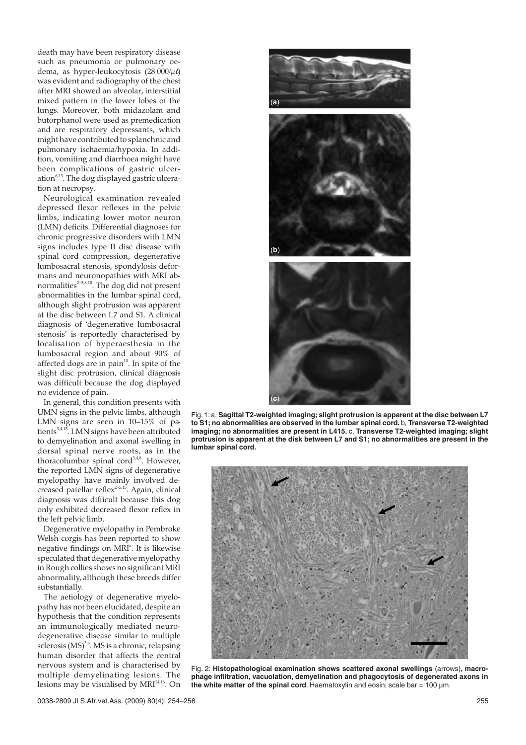death may have been respiratory disease such as pneumonia or pulmonary oedema, as hyper-leukocytosis (28 000/$\mu\ell$) was evident and radiography of the chest after MRI showed an alveolar, interstitial mixed pattern in the lower lobes of the lungs. Moreover, both midazolam and butorphanol were used as premedication and are respiratory depressants, which might have contributed to splanchnic and pulmonary ischaemia/hypoxia. In addition, vomiting and diarrhoea might have been complications of gastric ulceration[6,13]. The dog displayed gastric ulceration at necropsy.

Neurological examination revealed depressed flexor reflexes in the pelvic limbs, indicating lower motor neuron (LMN) deficits. Differential diagnoses for chronic progressive disorders with LMN signs includes type II disc disease with spinal cord compression, degenerative lumbosacral stenosis, spondylosis deformans and neuronopathies with MRI abnormalities[2–5,8,10]. The dog did not present abnormalities in the lumbar spinal cord, although slight protrusion was apparent at the disc between L7 and S1. A clinical diagnosis of 'degenerative lumbosacral stenosis' is reportedly characterised by localisation of hyperaesthesia in the lumbosacral region and about 90% of affected dogs are in pain[10]. In spite of the slight disc protrusion, clinical diagnosis was difficult because the dog displayed no evidence of pain.

In general, this condition presents with UMN signs in the pelvic limbs, although LMN signs are seen in 10–15% of patients[3,4,15]. LMN signs have been attributed to demyelination and axonal swelling in dorsal spinal nerve roots, as in the thoracolumbar spinal cord[3,4,8]. However, the reported LMN signs of degenerative myelopathy have mainly involved decreased patellar reflex[2–5,15]. Again, clinical diagnosis was difficult because this dog only exhibited decreased flexor reflex in the left pelvic limb.

Degenerative myelopathy in Pembroke Welsh corgis has been reported to show negative findings on MRI[5]. It is likewise speculated that degenerative myelopathy in Rough collies shows no significant MRI abnormality, although these breeds differ substantially.

The aetiology of degenerative myelopathy has not been elucidated, despite an hypothesis that the condition represents an immunologically mediated neurodegenerative disease similar to multiple sclerosis (MS)[3,4]. MS is a chronic, relapsing human disorder that affects the central nervous system and is characterised by multiple demyelinating lesions. The lesions may be visualised by MRI[14,16]. On

Fig. 1: a, **Sagittal T2-weighted imaging; slight protrusion is apparent at the disc between L7 to S1; no abnormalities are observed in the lumbar spinal cord.** b, **Transverse T2-weighted imaging; no abnormalities are present in L415.** c, **Transverse T2-weighted imaging; slight protrusion is apparent at the disk between L7 and S1; no abnormalities are present in the lumbar spinal cord.**

Fig. 2: **Histopathological examination shows scattered axonal swellings** (arrows)**, macrophage infiltration, vacuolation, demyelination and phagocytosis of degenerated axons in the white matter of the spinal cord**. Haematoxylin and eosin; scale bar = 100 µm.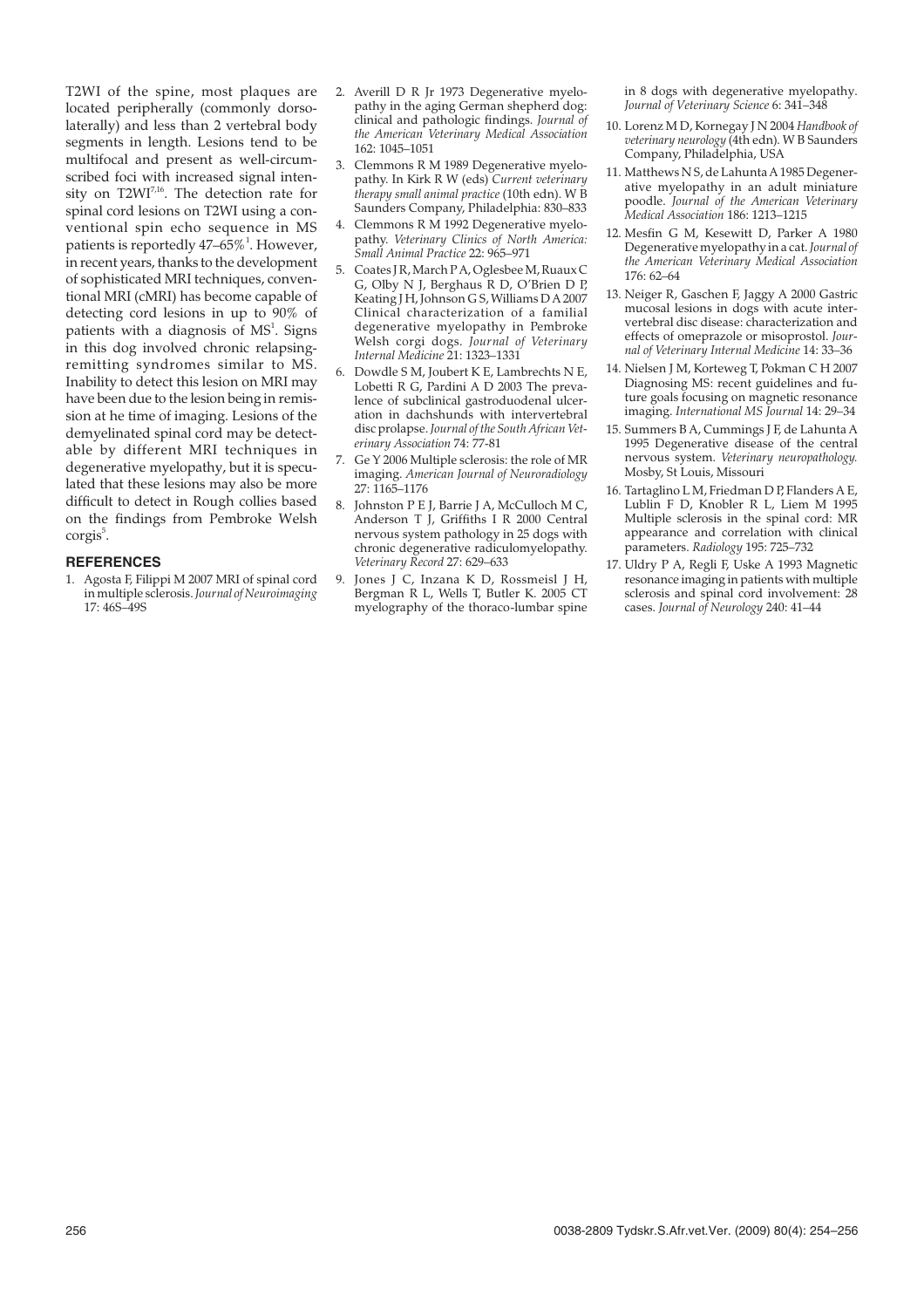T2WI of the spine, most plaques are located peripherally (commonly dorsolaterally) and less than 2 vertebral body segments in length. Lesions tend to be multifocal and present as well-circumscribed foci with increased signal intensity on T2WI[7,16]. The detection rate for spinal cord lesions on T2WI using a conventional spin echo sequence in MS patients is reportedly 47–65%[1]. However, in recent years, thanks to the development of sophisticated MRI techniques, conventional MRI (cMRI) has become capable of detecting cord lesions in up to 90% of patients with a diagnosis of MS[1]. Signs in this dog involved chronic relapsing-remitting syndromes similar to MS. Inability to detect this lesion on MRI may have been due to the lesion being in remission at he time of imaging. Lesions of the demyelinated spinal cord may be detectable by different MRI techniques in degenerative myelopathy, but it is speculated that these lesions may also be more difficult to detect in Rough collies based on the findings from Pembroke Welsh corgis[5].

## REFERENCES

1. Agosta F, Filippi M 2007 MRI of spinal cord in multiple sclerosis. *Journal of Neuroimaging* 17: 46S–49S
2. Averill D R Jr 1973 Degenerative myelopathy in the aging German shepherd dog: clinical and pathologic findings. *Journal of the American Veterinary Medical Association* 162: 1045–1051
3. Clemmons R M 1989 Degenerative myelopathy. In Kirk R W (eds) *Current veterinary therapy small animal practice* (10th edn). W B Saunders Company, Philadelphia: 830–833
4. Clemmons R M 1992 Degenerative myelopathy. *Veterinary Clinics of North America: Small Animal Practice* 22: 965–971
5. Coates J R, March P A, Oglesbee M, Ruaux C G, Olby N J, Berghaus R D, O'Brien D P, Keating J H, Johnson G S, Williams D A 2007 Clinical characterization of a familial degenerative myelopathy in Pembroke Welsh corgi dogs. *Journal of Veterinary Internal Medicine* 21: 1323–1331
6. Dowdle S M, Joubert K E, Lambrechts N E, Lobetti R G, Pardini A D 2003 The prevalence of subclinical gastroduodenal ulceration in dachshunds with intervertebral disc prolapse. *Journal of the South African Veterinary Association* 74: 77-81
7. Ge Y 2006 Multiple sclerosis: the role of MR imaging. *American Journal of Neuroradiology* 27: 1165–1176
8. Johnston P E J, Barrie J A, McCulloch M C, Anderson T J, Griffiths I R 2000 Central nervous system pathology in 25 dogs with chronic degenerative radiculomyelopathy. *Veterinary Record* 27: 629–633
9. Jones J C, Inzana K D, Rossmeisl J H, Bergman R L, Wells T, Butler K. 2005 CT myelography of the thoraco-lumbar spine in 8 dogs with degenerative myelopathy. *Journal of Veterinary Science* 6: 341–348
10. Lorenz M D, Kornegay J N 2004 *Handbook of veterinary neurology* (4th edn). W B Saunders Company, Philadelphia, USA
11. Matthews N S, de Lahunta A 1985 Degenerative myelopathy in an adult miniature poodle. *Journal of the American Veterinary Medical Association* 186: 1213–1215
12. Mesfin G M, Kesewitt D, Parker A 1980 Degenerative myelopathy in a cat. *Journal of the American Veterinary Medical Association* 176: 62–64
13. Neiger R, Gaschen F, Jaggy A 2000 Gastric mucosal lesions in dogs with acute intervertebral disc disease: characterization and effects of omeprazole or misoprostol. *Journal of Veterinary Internal Medicine* 14: 33–36
14. Nielsen J M, Korteweg T, Pokman C H 2007 Diagnosing MS: recent guidelines and future goals focusing on magnetic resonance imaging. *International MS Journal* 14: 29–34
15. Summers B A, Cummings J F, de Lahunta A 1995 Degenerative disease of the central nervous system. *Veterinary neuropathology.* Mosby, St Louis, Missouri
16. Tartaglino L M, Friedman D P, Flanders A E, Lublin F D, Knobler R L, Liem M 1995 Multiple sclerosis in the spinal cord: MR appearance and correlation with clinical parameters. *Radiology* 195: 725–732
17. Uldry P A, Regli F, Uske A 1993 Magnetic resonance imaging in patients with multiple sclerosis and spinal cord involvement: 28 cases. *Journal of Neurology* 240: 41–44